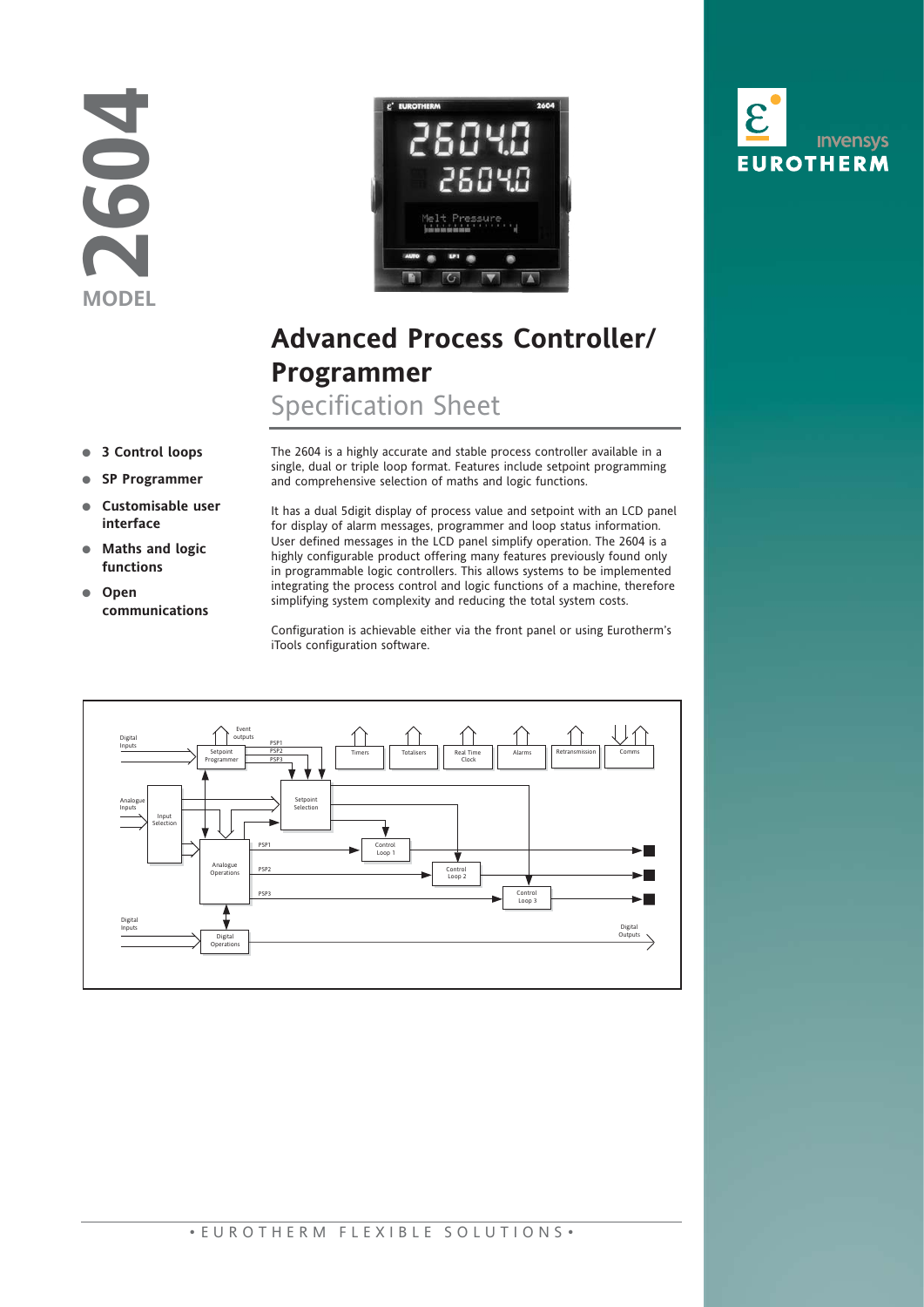2604 MODEL

# Advanced Process Controller/ Programmer

## Specification Sheet

- **3 Control loops**
- **SP Programmer**
- **Customisable user interface**
- **Maths and logic functions**
- **Open communications**

The 2604 is a highly accurate and stable process controller available in a single, dual or triple loop format. Features include setpoint programming and comprehensive selection of maths and logic functions.

It has a dual 5digit display of process value and setpoint with an LCD panel for display of alarm messages, programmer and loop status information. User defined messages in the LCD panel simplify operation. The 2604 is a highly configurable product offering many features previously found only in programmable logic controllers. This allows systems to be implemented integrating the process control and logic functions of a machine, therefore simplifying system complexity and reducing the total system costs.

Configuration is achievable either via the front panel or using Eurotherm's iTools configuration software.

• EUROTHERM FLEXIBLE SOLUTIONS •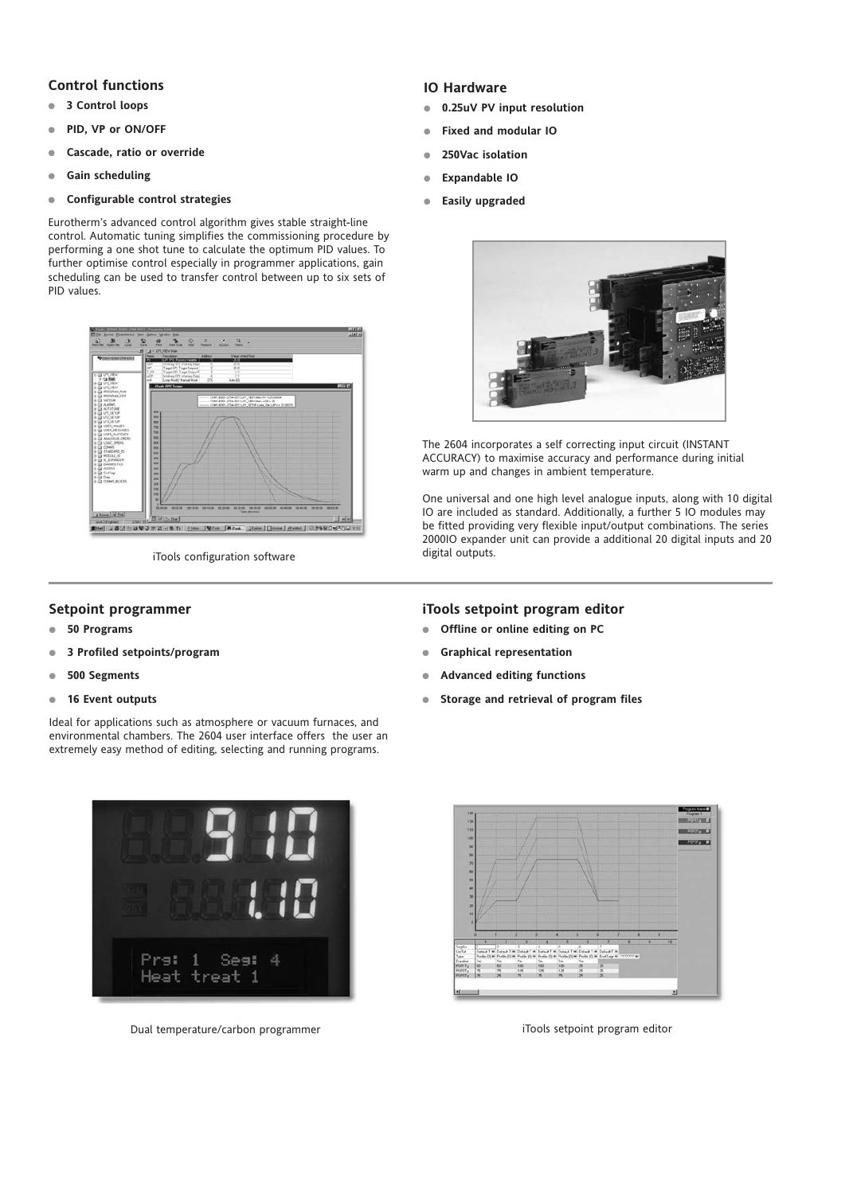## Control functions

- **3 Control loops**
- **PID, VP or ON/OFF**
- **Cascade, ratio or override**
- **Gain scheduling**
- **Configurable control strategies**

Eurotherm's advanced control algorithm gives stable straight-line control. Automatic tuning simplifies the commissioning procedure by performing a one shot tune to calculate the optimum PID values. To further optimise control especially in programmer applications, gain scheduling can be used to transfer control between up to six sets of PID values.

iTools configuration software

## IO Hardware

- **0.25uV PV input resolution**
- **Fixed and modular IO**
- **250Vac isolation**
- **Expandable IO**
- **Easily upgraded**

The 2604 incorporates a self correcting input circuit (INSTANT ACCURACY) to maximise accuracy and performance during initial warm up and changes in ambient temperature.

One universal and one high level analogue inputs, along with 10 digital IO are included as standard. Additionally, a further 5 IO modules may be fitted providing very flexible input/output combinations. The series 2000IO expander unit can provide a additional 20 digital inputs and 20 digital outputs.

## Setpoint programmer

- **50 Programs**
- **3 Profiled setpoints/program**
- **500 Segments**
- **16 Event outputs**

Ideal for applications such as atmosphere or vacuum furnaces, and environmental chambers. The 2604 user interface offers the user an extremely easy method of editing, selecting and running programs.

## iTools setpoint program editor

- **Offline or online editing on PC**
- **Graphical representation**
- **Advanced editing functions**
- **Storage and retrieval of program files**

Dual temperature/carbon programmer

iTools setpoint program editor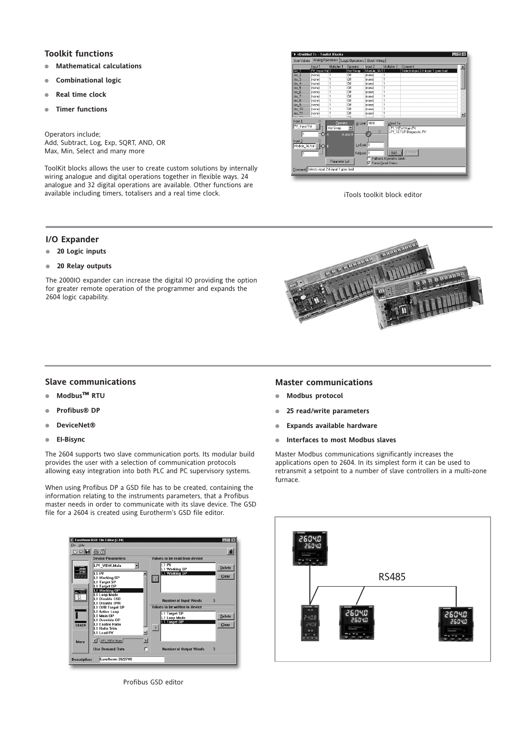## Toolkit functions

- **Mathematical calculations**
- **Combinational logic**
- **Real time clock**
- **Timer functions**

Operators include;
Add, Subtract, Log, Exp, SQRT, AND, OR
Max, Min, Select and many more

ToolKit blocks allows the user to create custom solutions by internally wiring analogue and digital operations together in flexible ways. 24 analogue and 32 digital operations are available. Other functions are available including timers, totalisers and a real time clock.

iTools toolkit block editor

## I/O Expander

- **20 Logic inputs**
- **20 Relay outputs**

The 2000IO expander can increase the digital IO providing the option for greater remote operation of the programmer and expands the 2604 logic capability.

## Slave communications

- **Modbus™ RTU**
- **Profibus® DP**
- **DeviceNet®**
- **EI-Bisync**

The 2604 supports two slave communication ports. Its modular build provides the user with a selection of communication protocols allowing easy integration into both PLC and PC supervisory systems.

When using Profibus DP a GSD file has to be created, containing the information relating to the instruments parameters, that a Profibus master needs in order to communicate with its slave device. The GSD file for a 2604 is created using Eurotherm's GSD file editor.

Profibus GSD editor

## Master communications

- **Modbus protocol**
- **25 read/write parameters**
- **Expands available hardware**
- **Interfaces to most Modbus slaves**

Master Modbus communications significantly increases the applications open to 2604. In its simplest form it can be used to retransmit a setpoint to a number of slave controllers in a multi-zone furnace.

RS485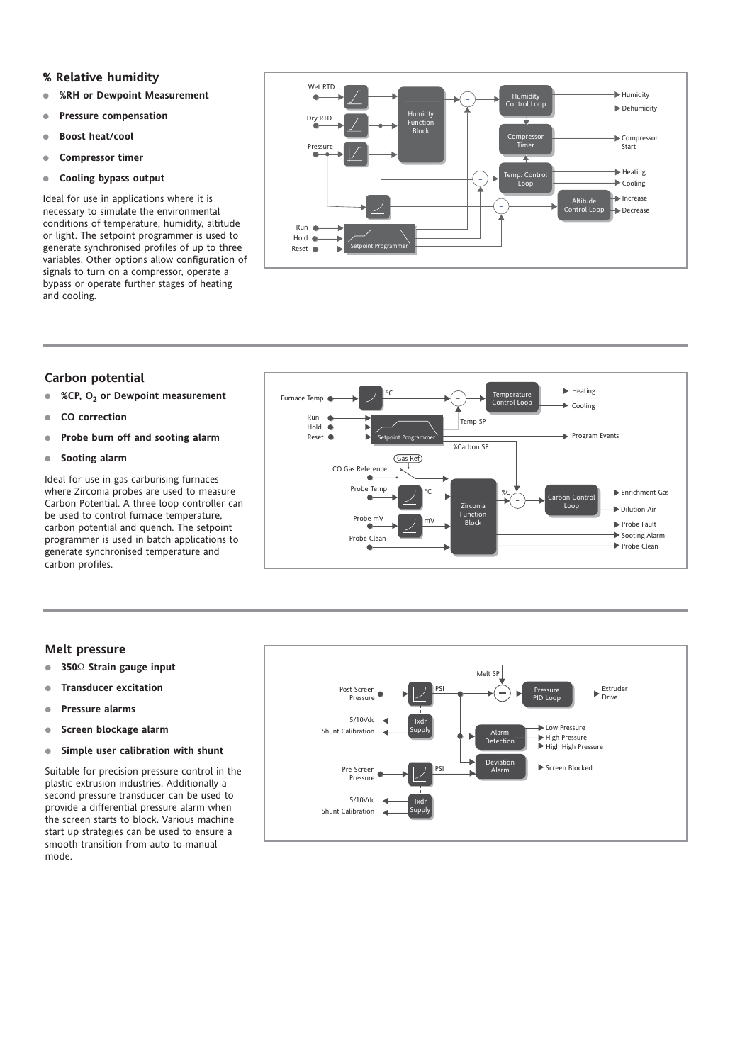## % Relative humidity

- **%RH or Dewpoint Measurement**
- **Pressure compensation**
- **Boost heat/cool**
- **Compressor timer**
- **Cooling bypass output**

Ideal for use in applications where it is necessary to simulate the environmental conditions of temperature, humidity, altitude or light. The setpoint programmer is used to generate synchronised profiles of up to three variables. Other options allow configuration of signals to turn on a compressor, operate a bypass or operate further stages of heating and cooling.

## Carbon potential

- **%CP, $O_2$ or Dewpoint measurement**
- **CO correction**
- **Probe burn off and sooting alarm**
- **Sooting alarm**

Ideal for use in gas carburising furnaces where Zirconia probes are used to measure Carbon Potential. A three loop controller can be used to control furnace temperature, carbon potential and quench. The setpoint programmer is used in batch applications to generate synchronised temperature and carbon profiles.

## Melt pressure

- **350Ω Strain gauge input**
- **Transducer excitation**
- **Pressure alarms**
- **Screen blockage alarm**
- **Simple user calibration with shunt**

Suitable for precision pressure control in the plastic extrusion industries. Additionally a second pressure transducer can be used to provide a differential pressure alarm when the screen starts to block. Various machine start up strategies can be used to ensure a smooth transition from auto to manual mode.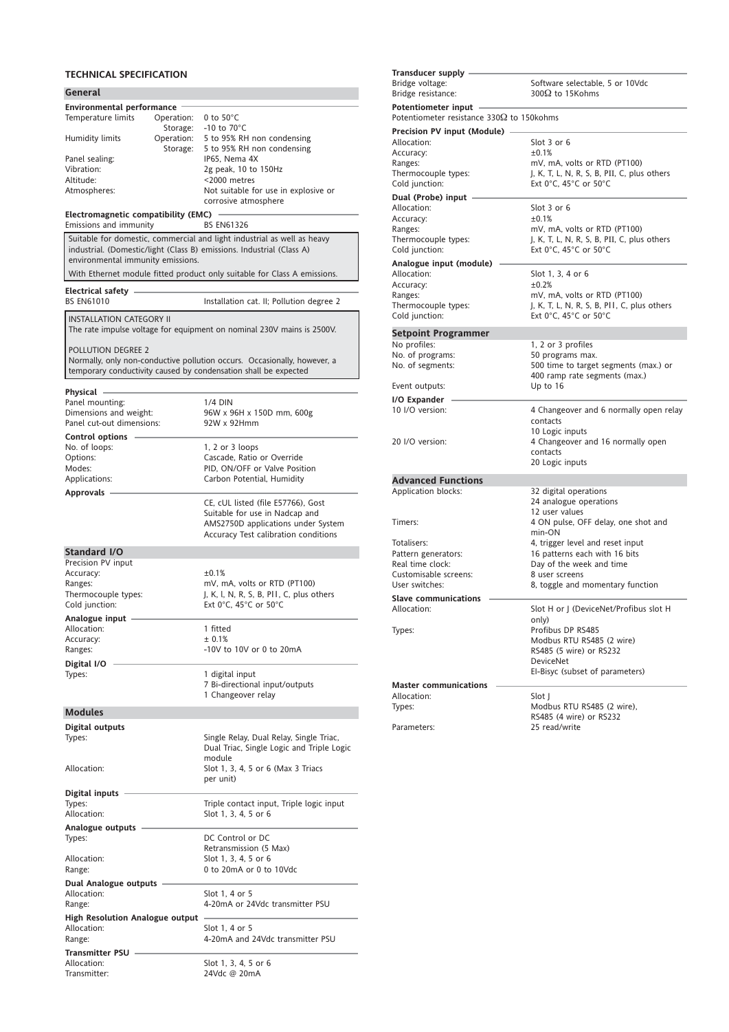# TECHNICAL SPECIFICATION

## General

### Environmental performance

| | | |
|---|---|---|
| Temperature limits | Operation: | 0 to 50°C |
| | Storage: | -10 to 70°C |
| Humidity limits | Operation: | 5 to 95% RH non condensing |
| | Storage: | 5 to 95% RH non condensing |
| Panel sealing: | | IP65, Nema 4X |
| Vibration: | | 2g peak, 10 to 150Hz |
| Altitude: | | <2000 metres |
| Atmospheres: | | Not suitable for use in explosive or corrosive atmosphere |

### Electromagnetic compatibility (EMC)

Emissions and immunity — BS EN61326

> Suitable for domestic, commercial and light industrial as well as heavy industrial. (Domestic/light (Class B) emissions. Industrial (Class A) environmental immunity emissions.
>
> With Ethernet module fitted product only suitable for Class A emissions.

### Electrical safety

BS EN61010 — Installation cat. II; Pollution degree 2

> INSTALLATION CATEGORY II
> The rate impulse voltage for equipment on nominal 230V mains is 2500V.
>
> POLLUTION DEGREE 2
> Normally, only non-conductive pollution occurs. Occasionally, however, a temporary conductivity caused by condensation shall be expected

### Physical

| | |
|---|---|
| Panel mounting: | 1/4 DIN |
| Dimensions and weight: | 96W x 96H x 150D mm, 600g |
| Panel cut-out dimensions: | 92W x 92Hmm |

### Control options

| | |
|---|---|
| No. of loops: | 1, 2 or 3 loops |
| Options: | Cascade, Ratio or Override |
| Modes: | PID, ON/OFF or Valve Position |
| Applications: | Carbon Potential, Humidity |

### Approvals

CE, cUL listed (file E57766), Gost
Suitable for use in Nadcap and AMS2750D applications under System Accuracy Test calibration conditions

## Standard I/O

### Precision PV input

| | |
|---|---|
| Accuracy: | ±0.1% |
| Ranges: | mV, mA, volts or RTD (PT100) |
| Thermocouple types: | J, K, L, N, R, S, B, PII, C, plus others |
| Cold junction: | Ext 0°C, 45°C or 50°C |

### Analogue input

| | |
|---|---|
| Allocation: | 1 fitted |
| Accuracy: | ± 0.1% |
| Ranges: | -10V to 10V or 0 to 20mA |

### Digital I/O

| | |
|---|---|
| Types: | 1 digital input<br>7 Bi-directional input/outputs<br>1 Changeover relay |

## Modules

### Digital outputs

| | |
|---|---|
| Types: | Single Relay, Dual Relay, Single Triac, Dual Triac, Single Logic and Triple Logic module |
| Allocation: | Slot 1, 3, 4, 5 or 6 (Max 3 Triacs per unit) |

### Digital inputs

| | |
|---|---|
| Types: | Triple contact input, Triple logic input |
| Allocation: | Slot 1, 3, 4, 5 or 6 |

### Analogue outputs

| | |
|---|---|
| Types: | DC Control or DC Retransmission (5 Max) |
| Allocation: | Slot 1, 3, 4, 5 or 6 |
| Range: | 0 to 20mA or 0 to 10Vdc |

### Dual Analogue outputs

| | |
|---|---|
| Allocation: | Slot 1, 4 or 5 |
| Range: | 4-20mA or 24Vdc transmitter PSU |

### High Resolution Analogue output

| | |
|---|---|
| Allocation: | Slot 1, 4 or 5 |
| Range: | 4-20mA and 24Vdc transmitter PSU |

### Transmitter PSU

| | |
|---|---|
| Allocation: | Slot 1, 3, 4, 5 or 6 |
| Transmitter: | 24Vdc @ 20mA |

### Transducer supply

| | |
|---|---|
| Bridge voltage: | Software selectable, 5 or 10Vdc |
| Bridge resistance: | 300Ω to 15Kohms |

### Potentiometer input

Potentiometer resistance 330Ω to 150kohms

### Precision PV input (Module)

| | |
|---|---|
| Allocation: | Slot 3 or 6 |
| Accuracy: | ±0.1% |
| Ranges: | mV, mA, volts or RTD (PT100) |
| Thermocouple types: | J, K, T, L, N, R, S, B, PII, C, plus others |
| Cold junction: | Ext 0°C, 45°C or 50°C |

### Dual (Probe) input

| | |
|---|---|
| Allocation: | Slot 3 or 6 |
| Accuracy: | ±0.1% |
| Ranges: | mV, mA, volts or RTD (PT100) |
| Thermocouple types: | J, K, T, L, N, R, S, B, PII, C, plus others |
| Cold junction: | Ext 0°C, 45°C or 50°C |

### Analogue input (module)

| | |
|---|---|
| Allocation: | Slot 1, 3, 4 or 6 |
| Accuracy: | ±0.2% |
| Ranges: | mV, mA, volts or RTD (PT100) |
| Thermocouple types: | J, K, T, L, N, R, S, B, PII, C, plus others |
| Cold junction: | Ext 0°C, 45°C or 50°C |

## Setpoint Programmer

| | |
|---|---|
| No profiles: | 1, 2 or 3 profiles |
| No. of programs: | 50 programs max. |
| No. of segments: | 500 time to target segments (max.) or 400 ramp rate segments (max.) |
| Event outputs: | Up to 16 |

### I/O Expander

| | |
|---|---|
| 10 I/O version: | 4 Changeover and 6 normally open relay contacts<br>10 Logic inputs |
| 20 I/O version: | 4 Changeover and 16 normally open contacts<br>20 Logic inputs |

## Advanced Functions

| | |
|---|---|
| Application blocks: | 32 digital operations<br>24 analogue operations<br>12 user values |
| Timers: | 4 ON pulse, OFF delay, one shot and min-ON |
| Totalisers: | 4, trigger level and reset input |
| Pattern generators: | 16 patterns each with 16 bits |
| Real time clock: | Day of the week and time |
| Customisable screens: | 8 user screens |
| User switches: | 8, toggle and momentary function |

### Slave communications

| | |
|---|---|
| Allocation: | Slot H or J (DeviceNet/Profibus slot H only) |
| Types: | Profibus DP RS485<br>Modbus RTU RS485 (2 wire)<br>RS485 (5 wire) or RS232<br>DeviceNet<br>EI-Bisyc (subset of parameters) |

### Master communications

| | |
|---|---|
| Allocation: | Slot J |
| Types: | Modbus RTU RS485 (2 wire), RS485 (4 wire) or RS232 |
| Parameters: | 25 read/write |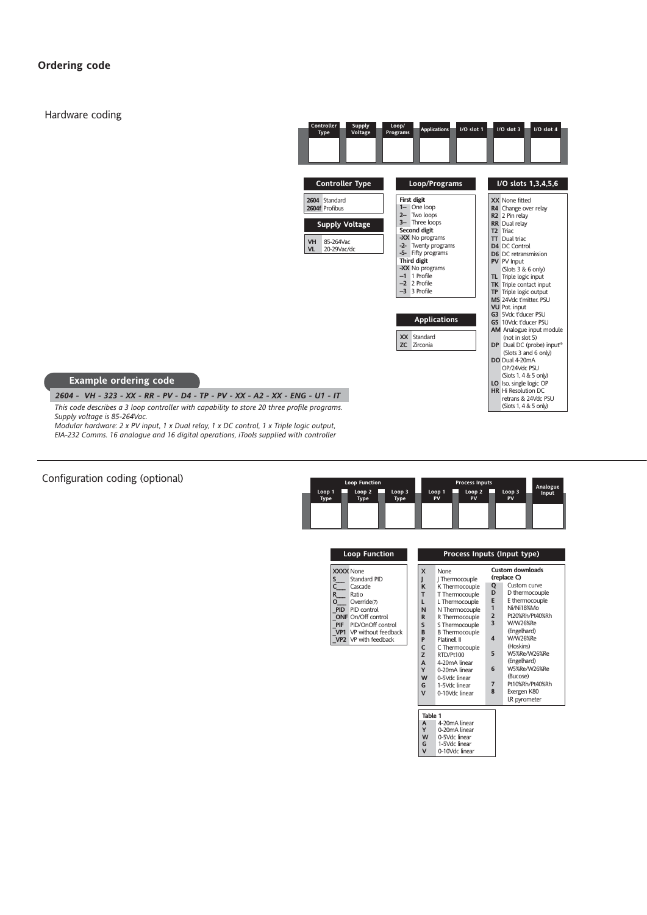## Ordering code

### Hardware coding

| Controller Type | Supply Voltage | Loop/ Programs | Applications | I/O slot 1 | I/O slot 3 | I/O slot 4 |
|---|---|---|---|---|---|---|
| | | | | | | |

**Controller Type**

| Code | Description |
|---|---|
| **2604** | Standard |
| **2604f** | Profibus |

**Supply Voltage**

| Code | Description |
|---|---|
| **VH** | 85-264Vac |
| **VL** | 20-29Vac/dc |

**Loop/Programs**

| Code | Description |
|---|---|
| **First digit** | |
| **1–** | One loop |
| **2–** | Two loops |
| **3–** | Three loops |
| **Second digit** | |
| **-XX** | No programs |
| **-2-** | Twenty programs |
| **-5-** | Fifty programs |
| **Third digit** | |
| **-XX** | No programs |
| **–1** | 1 Profile |
| **–2** | 2 Profile |
| **–3** | 3 Profile |

**Applications**

| Code | Description |
|---|---|
| **XX** | Standard |
| **ZC** | Zirconia |

**I/O slots 1,3,4,5,6**

| Code | Description |
|---|---|
| **XX** | None fitted |
| **R4** | Change over relay |
| **R2** | 2 Pin relay |
| **RR** | Dual relay |
| **T2** | Triac |
| **TT** | Dual triac |
| **D4** | DC Control |
| **D6** | DC retransmission |
| **PV** | PV Input (Slots 3 & 6 only) |
| **TL** | Triple logic input |
| **TK** | Triple contact input |
| **TP** | Triple logic output |
| **MS** | 24Vdc t'mitter. PSU |
| **VU** | Pot. input |
| **G3** | 5Vdc t'ducer PSU |
| **G5** | 10Vdc t'ducer PSU |
| **AM** | Analogue input module (not in slot 5) |
| **DP** | Dual DC (probe) input(6) (Slots 3 and 6 only) |
| **DO** | Dual 4-20mA OP/24Vdc PSU (Slots 1, 4 & 5 only) |
| **LO** | Iso. single logic OP |
| **HR** | Hi Resolution DC retrans & 24Vdc PSU (Slots 1, 4 & 5 only) |

**Example ordering code**

*2604 - VH - 323 - XX - RR - PV - D4 - TP - PV - XX - A2 - XX - ENG - U1 - IT*

*This code describes a 3 loop controller with capability to store 20 three profile programs.*
*Supply voltage is 85-264Vac.*
*Modular hardware: 2 x PV input, 1 x Dual relay, 1 x DC control, 1 x Triple logic output,*
*EIA-232 Comms. 16 analogue and 16 digital operations, iTools supplied with controller*

### Configuration coding (optional)

| Loop Function | | | Process Inputs | | | Analogue Input |
|---|---|---|---|---|---|---|
| Loop 1 Type | Loop 2 Type | Loop 3 Type | Loop 1 PV | Loop 2 PV | Loop 3 PV | |
| | | | | | | |

**Loop Function**

| Code | Description |
|---|---|
| **XXXX** | None |
| **S___** | Standard PID |
| **C___** | Cascade |
| **R___** | Ratio |
| **O___** | Override(7) |
| **_PID** | PID control |
| **_ONF** | On/Off control |
| **_PIF** | PID/OnOff control |
| **_VP1** | VP without feedback |
| **_VP2** | VP with feedback |

**Process Inputs (Input type)**

| Code | Description | Code | Custom downloads (replace C) |
|---|---|---|---|
| **X** | None | **Q** | Custom curve |
| **J** | J Thermocouple | **D** | D thermocouple |
| **K** | K Thermocouple | **E** | E thermocouple |
| **T** | T Thermocouple | **1** | Ni/Ni18%Mo |
| **L** | L Thermocouple | **2** | Pt20%Rh/Pt40%Rh |
| **N** | N Thermocouple | **3** | W/W26%Re (Engelhard) |
| **R** | R Thermocouple | **4** | W/W26%Re (Hoskins) |
| **S** | S Thermocouple | **5** | W5%Re/W26%Re (Engelhard) |
| **B** | B Thermocouple | **6** | W5%Re/W26%Re (Bucose) |
| **P** | Platinell II | **7** | Pt10%Rh/Pt40%Rh |
| **C** | C Thermocouple | **8** | Exergen K80 I.R pyrometer |
| **Z** | RTD/Pt100 | | |
| **A** | 4-20mA linear | | |
| **Y** | 0-20mA linear | | |
| **W** | 0-5Vdc linear | | |
| **G** | 1-5Vdc linear | | |
| **V** | 0-10Vdc linear | | |

**Table 1**

| Code | Description |
|---|---|
| **A** | 4-20mA linear |
| **Y** | 0-20mA linear |
| **W** | 0-5Vdc linear |
| **G** | 1-5Vdc linear |
| **V** | 0-10Vdc linear |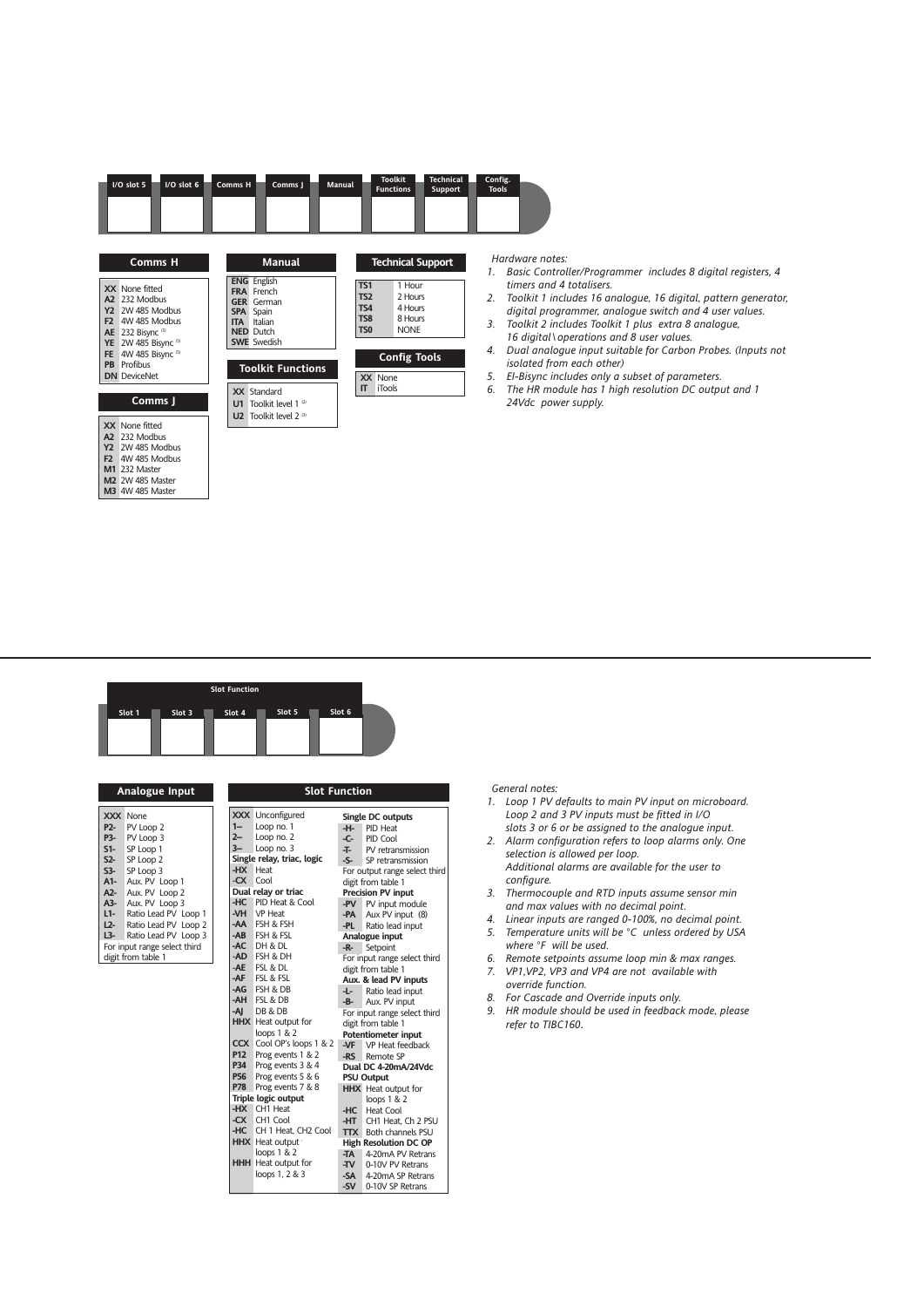| I/O slot 5 | I/O slot 6 | Comms H | Comms J | Manual | Toolkit Functions | Technical Support | Config. Tools |
|---|---|---|---|---|---|---|---|
| | | | | | | | |

### Comms H

| Code | Description |
|---|---|
| XX | None fitted |
| A2 | 232 Modbus |
| Y2 | 2W 485 Modbus |
| F2 | 4W 485 Modbus |
| AE | 232 Bisync (5) |
| YE | 2W 485 Bisync (5) |
| FE | 4W 485 Bisync (5) |
| PB | Profibus |
| DN | DeviceNet |

### Comms J

| Code | Description |
|---|---|
| XX | None fitted |
| A2 | 232 Modbus |
| Y2 | 2W 485 Modbus |
| F2 | 4W 485 Modbus |
| M1 | 232 Master |
| M2 | 2W 485 Master |
| M3 | 4W 485 Master |

### Manual

| Code | Description |
|---|---|
| ENG | English |
| FRA | French |
| GER | German |
| SPA | Spain |
| ITA | Italian |
| NED | Dutch |
| SWE | Swedish |

### Toolkit Functions

| Code | Description |
|---|---|
| XX | Standard |
| U1 | Toolkit level 1 (2) |
| U2 | Toolkit level 2 (3) |

### Technical Support

| Code | Description |
|---|---|
| TS1 | 1 Hour |
| TS2 | 2 Hours |
| TS4 | 4 Hours |
| TS8 | 8 Hours |
| TS0 | NONE |

### Config Tools

| Code | Description |
|---|---|
| XX | None |
| IT | iTools |

*Hardware notes:*

1. *Basic Controller/Programmer includes 8 digital registers, 4 timers and 4 totalisers.*
2. *Toolkit 1 includes 16 analogue, 16 digital, pattern generator, digital programmer, analogue switch and 4 user values.*
3. *Toolkit 2 includes Toolkit 1 plus extra 8 analogue, 16 digital\operations and 8 user values.*
4. *Dual analogue input suitable for Carbon Probes. (Inputs not isolated from each other)*
5. *EI-Bisync includes only a subset of parameters.*
6. *The HR module has 1 high resolution DC output and 1 24Vdc power supply.*

---

| Slot Function | | | | |
|---|---|---|---|---|
| Slot 1 | Slot 3 | Slot 4 | Slot 5 | Slot 6 |
| | | | | |

### Analogue Input

| Code | Description |
|---|---|
| XXX | None |
| P2- | PV Loop 2 |
| P3- | PV Loop 3 |
| S1- | SP Loop 1 |
| S2- | SP Loop 2 |
| S3- | SP Loop 3 |
| A1- | Aux. PV Loop 1 |
| A2- | Aux. PV Loop 2 |
| A3- | Aux. PV Loop 3 |
| L1- | Ratio Lead PV Loop 1 |
| L2- | Ratio Lead PV Loop 2 |
| L3- | Ratio Lead PV Loop 3 |

For input range select third digit from table 1

### Slot Function

| Code | Description |
|---|---|
| XXX | Unconfigured |
| 1-- | Loop no. 1 |
| 2-- | Loop no. 2 |
| 3-- | Loop no. 3 |
| **Single relay, triac, logic** | |
| -HX | Heat |
| -CX | Cool |
| **Dual relay or triac** | |
| -HC | PID Heat & Cool |
| -VH | VP Heat |
| -AA | FSH & FSH |
| -AB | FSH & FSL |
| -AC | DH & DL |
| -AD | FSH & DH |
| -AE | FSL & DL |
| -AF | FSL & FSL |
| -AG | FSH & DB |
| -AH | FSL & DB |
| -AJ | DB & DB |
| HHX | Heat output for loops 1 & 2 |
| CCX | Cool OP's loops 1 & 2 |
| P12 | Prog events 1 & 2 |
| P34 | Prog events 3 & 4 |
| P56 | Prog events 5 & 6 |
| P78 | Prog events 7 & 8 |
| **Triple logic output** | |
| -HX | CH1 Heat |
| -CX | CH1 Cool |
| -HC | CH 1 Heat, CH2 Cool |
| HHX | Heat output loops 1 & 2 |
| HHH | Heat output for loops 1, 2 & 3 |
| **Single DC outputs** | |
| -H- | PID Heat |
| -C- | PID Cool |
| -T- | PV retransmission |
| -S- | SP retransmission |
| For output range select third digit from table 1 | |
| **Precision PV input** | |
| -PV | PV input module |
| -PA | Aux PV input (8) |
| -PL | Ratio lead input |
| **Analogue input** | |
| -R- | Setpoint |
| For input range select third digit from table 1 | |
| **Aux. & lead PV inputs** | |
| -L- | Ratio lead input |
| -B- | Aux. PV input |
| For input range select third digit from table 1 | |
| **Potentiometer input** | |
| -VF | VP Heat feedback |
| -RS | Remote SP |
| **Dual DC 4-20mA/24Vdc PSU Output** | |
| HHX | Heat output for loops 1 & 2 |
| -HC | Heat Cool |
| -HT | CH1 Heat, Ch 2 PSU |
| TTX | Both channels PSU |
| **High Resolution DC OP** | |
| -TA | 4-20mA PV Retrans |
| -TV | 0-10V PV Retrans |
| -SA | 4-20mA SP Retrans |
| -SV | 0-10V SP Retrans |

*General notes:*

1. *Loop 1 PV defaults to main PV input on microboard. Loop 2 and 3 PV inputs must be fitted in I/O slots 3 or 6 or be assigned to the analogue input.*
2. *Alarm configuration refers to loop alarms only. One selection is allowed per loop. Additional alarms are available for the user to configure.*
3. *Thermocouple and RTD inputs assume sensor min and max values with no decimal point.*
4. *Linear inputs are ranged 0-100%, no decimal point.*
5. *Temperature units will be °C unless ordered by USA where °F will be used.*
6. *Remote setpoints assume loop min & max ranges.*
7. *VP1,VP2, VP3 and VP4 are not available with override function.*
8. *For Cascade and Override inputs only.*
9. *HR module should be used in feedback mode, please refer to TIBC160.*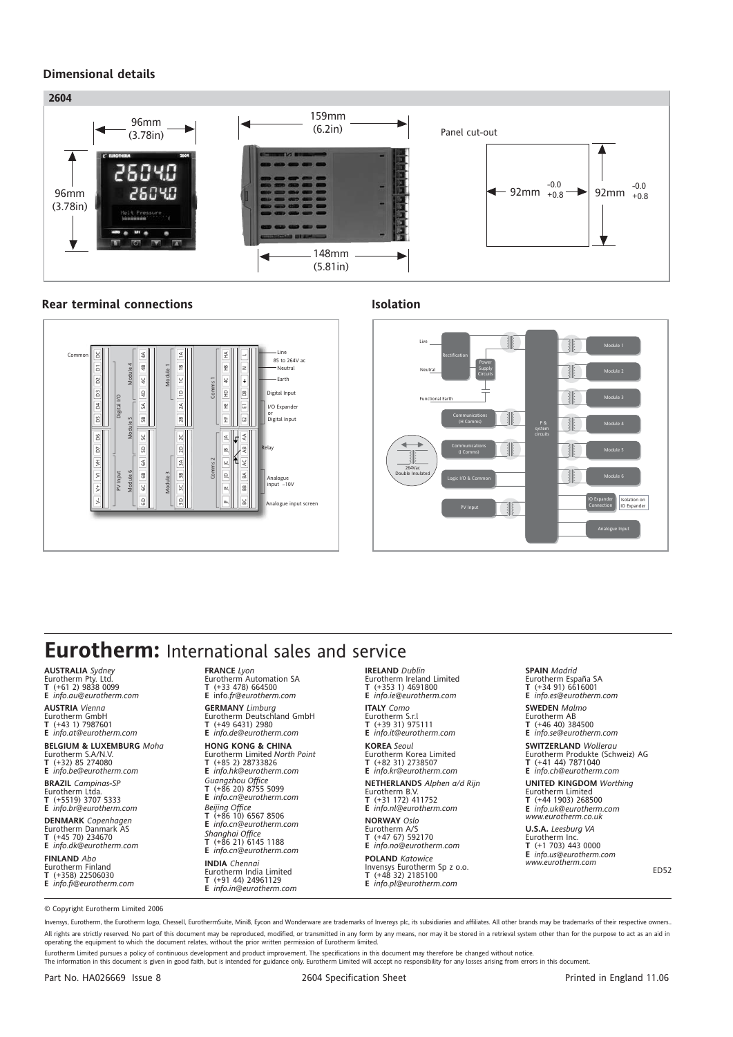## Dimensional details

**2604**

96mm
(3.78in)

96mm
(3.78in)

159mm
(6.2in)

148mm
(5.81in)

Panel cut-out

92mm -0.0 +0.8

92mm -0.0 +0.8

## Rear terminal connections

Common

Line
85 to 264V ac
Neutral
Earth
Digital Input
I/O Expander or Digital Input
Relay
Analogue input ~10V
Analogue input screen

Digital I/O
PV Input
Module 4
Module 5
Module 6
Module 1
Module 3
Comms 1
Comms 2

## Isolation

Live
Neutral
Functional Earth
Rectification
Power Supply Circuits
Communications (H Comms)
Communications (J Comms)
264Vac Double Insulated
Logic I/O & Common
PV Input
P & system circuits
Module 1
Module 2
Module 3
Module 4
Module 5
Module 6
IO Expander Connection
Isolation on IO Expander
Analogue Input

# **Eurotherm:** International sales and service

**AUSTRALIA** *Sydney*
Eurotherm Pty. Ltd.
**T** (+61 2) 9838 0099
**E** *info.au@eurotherm.com*

**AUSTRIA** *Vienna*
Eurotherm GmbH
**T** (+43 1) 7987601
**E** *info.at@eurotherm.com*

**BELGIUM & LUXEMBURG** *Moha*
Eurotherm S.A/N.V.
**T** (+32) 85 274080
**E** *info.be@eurotherm.com*

**BRAZIL** *Campinas-SP*
Eurotherm Ltda.
**T** (+5519) 3707 5333
**E** *info.br@eurotherm.com*

**DENMARK** *Copenhagen*
Eurotherm Danmark AS
**T** (+45 70) 234670
**E** *info.dk@eurotherm.com*

**FINLAND** *Abo*
Eurotherm Finland
**T** (+358) 22506030
**E** *info.fi@eurotherm.com*

**FRANCE** *Lyon*
Eurotherm Automation SA
**T** (+33 478) 664500
**E** info.fr@eurotherm.com

**GERMANY** *Limburg*
Eurotherm Deutschland GmbH
**T** (+49 6431) 2980
**E** *info.de@eurotherm.com*

**HONG KONG & CHINA**
Eurotherm Limited *North Point*
**T** (+85 2) 28733826
**E** *info.hk@eurotherm.com*
*Guangzhou Office*
**T** (+86 20) 8755 5099
**E** *info.cn@eurotherm.com*
*Beijing Office*
**T** (+86 10) 6567 8506
**E** *info.cn@eurotherm.com*
*Shanghai Office*
**T** (+86 21) 6145 1188
**E** *info.cn@eurotherm.com*

**INDIA** *Chennai*
Eurotherm India Limited
**T** (+91 44) 24961129
**E** *info.in@eurotherm.com*

**IRELAND** *Dublin*
Eurotherm Ireland Limited
**T** (+353 1) 4691800
**E** *info.ie@eurotherm.com*

**ITALY** *Como*
Eurotherm S.r.l
**T** (+39 31) 975111
**E** *info.it@eurotherm.com*

**KOREA** *Seoul*
Eurotherm Korea Limited
**T** (+82 31) 2738507
**E** *info.kr@eurotherm.com*

**NETHERLANDS** *Alphen a/d Rijn*
Eurotherm B.V.
**T** (+31 172) 411752
**E** *info.nl@eurotherm.com*

**NORWAY** *Oslo*
Eurotherm A/S
**T** (+47 67) 592170
**E** *info.no@eurotherm.com*

**POLAND** *Katowice*
Invensys Eurotherm Sp z o.o.
**T** (+48 32) 2185100
**E** *info.pl@eurotherm.com*

**SPAIN** *Madrid*
Eurotherm España SA
**T** (+34 91) 6616001
**E** *info.es@eurotherm.com*

**SWEDEN** *Malmo*
Eurotherm AB
**T** (+46 40) 384500
**E** *info.se@eurotherm.com*

**SWITZERLAND** *Wollerau*
Eurotherm Produkte (Schweiz) AG
**T** (+41 44) 7871040
**E** *info.ch@eurotherm.com*

**UNITED KINGDOM** *Worthing*
Eurotherm Limited
**T** (+44 1903) 268500
**E** *info.uk@eurotherm.com*
*www.eurotherm.co.uk*

**U.S.A.** *Leesburg VA*
Eurotherm Inc.
**T** (+1 703) 443 0000
**E** *info.us@eurotherm.com*
*www.eurotherm.com*

ED52

© Copyright Eurotherm Limited 2006

Invensys, Eurotherm, the Eurotherm logo, Chessell, EurothermSuite, Mini8, Eycon and Wonderware are trademarks of Invensys plc, its subsidiaries and affiliates. All other brands may be trademarks of their respective owners..

All rights are strictly reserved. No part of this document may be reproduced, modified, or transmitted in any form by any means, nor may it be stored in a retrieval system other than for the purpose to act as an aid in operating the equipment to which the document relates, without the prior written permission of Eurotherm limited.

Eurotherm Limited pursues a policy of continuous development and product improvement. The specifications in this document may therefore be changed without notice.
The information in this document is given in good faith, but is intended for guidance only. Eurotherm Limited will accept no responsibility for any losses arising from errors in this document.

Part No. HA026669 Issue 8 — 2604 Specification Sheet — Printed in England 11.06